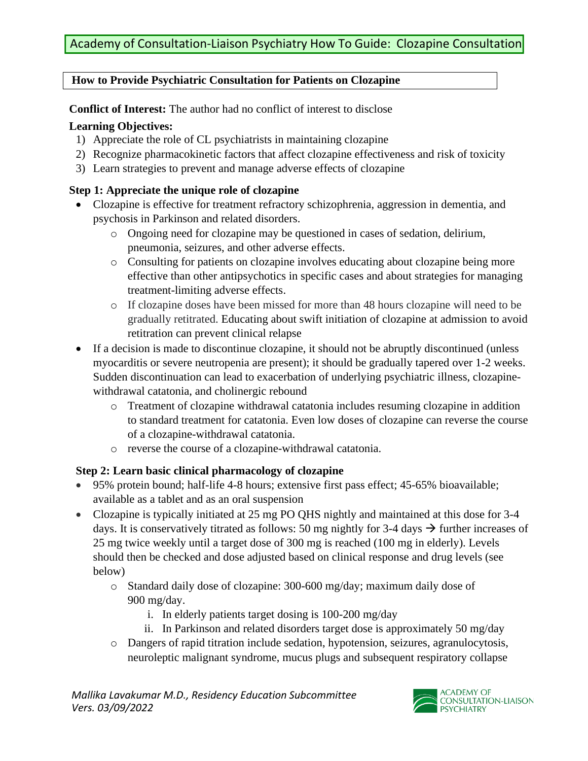# Academy of Consultation-Liaison Psychiatry How To Guide: Clozapine Consultation

## How to Provide Psychiatric Consultation for Patients on Clozapine

**Conflict of Interest:** The author had no conflict of interest to disclose

**Learning Objectives:**

1) Appreciate the role of CL psychiatrists in maintaining clozapine
2) Recognize pharmacokinetic factors that affect clozapine effectiveness and risk of toxicity
3) Learn strategies to prevent and manage adverse effects of clozapine

### Step 1: Appreciate the unique role of clozapine

- Clozapine is effective for treatment refractory schizophrenia, aggression in dementia, and psychosis in Parkinson and related disorders.
    - Ongoing need for clozapine may be questioned in cases of sedation, delirium, pneumonia, seizures, and other adverse effects.
    - Consulting for patients on clozapine involves educating about clozapine being more effective than other antipsychotics in specific cases and about strategies for managing treatment-limiting adverse effects.
    - If clozapine doses have been missed for more than 48 hours clozapine will need to be gradually retitrated. Educating about swift initiation of clozapine at admission to avoid retitration can prevent clinical relapse
- If a decision is made to discontinue clozapine, it should not be abruptly discontinued (unless myocarditis or severe neutropenia are present); it should be gradually tapered over 1-2 weeks. Sudden discontinuation can lead to exacerbation of underlying psychiatric illness, clozapine-withdrawal catatonia, and cholinergic rebound
    - Treatment of clozapine withdrawal catatonia includes resuming clozapine in addition to standard treatment for catatonia. Even low doses of clozapine can reverse the course of a clozapine-withdrawal catatonia.
    - reverse the course of a clozapine-withdrawal catatonia.

### Step 2: Learn basic clinical pharmacology of clozapine

- 95% protein bound; half-life 4-8 hours; extensive first pass effect; 45-65% bioavailable; available as a tablet and as an oral suspension
- Clozapine is typically initiated at 25 mg PO QHS nightly and maintained at this dose for 3-4 days. It is conservatively titrated as follows: 50 mg nightly for 3-4 days → further increases of 25 mg twice weekly until a target dose of 300 mg is reached (100 mg in elderly). Levels should then be checked and dose adjusted based on clinical response and drug levels (see below)
    - Standard daily dose of clozapine: 300-600 mg/day; maximum daily dose of 900 mg/day.
        i. In elderly patients target dosing is 100-200 mg/day
        ii. In Parkinson and related disorders target dose is approximately 50 mg/day
    - Dangers of rapid titration include sedation, hypotension, seizures, agranulocytosis, neuroleptic malignant syndrome, mucus plugs and subsequent respiratory collapse

*Mallika Lavakumar M.D., Residency Education Subcommittee*
*Vers. 03/09/2022*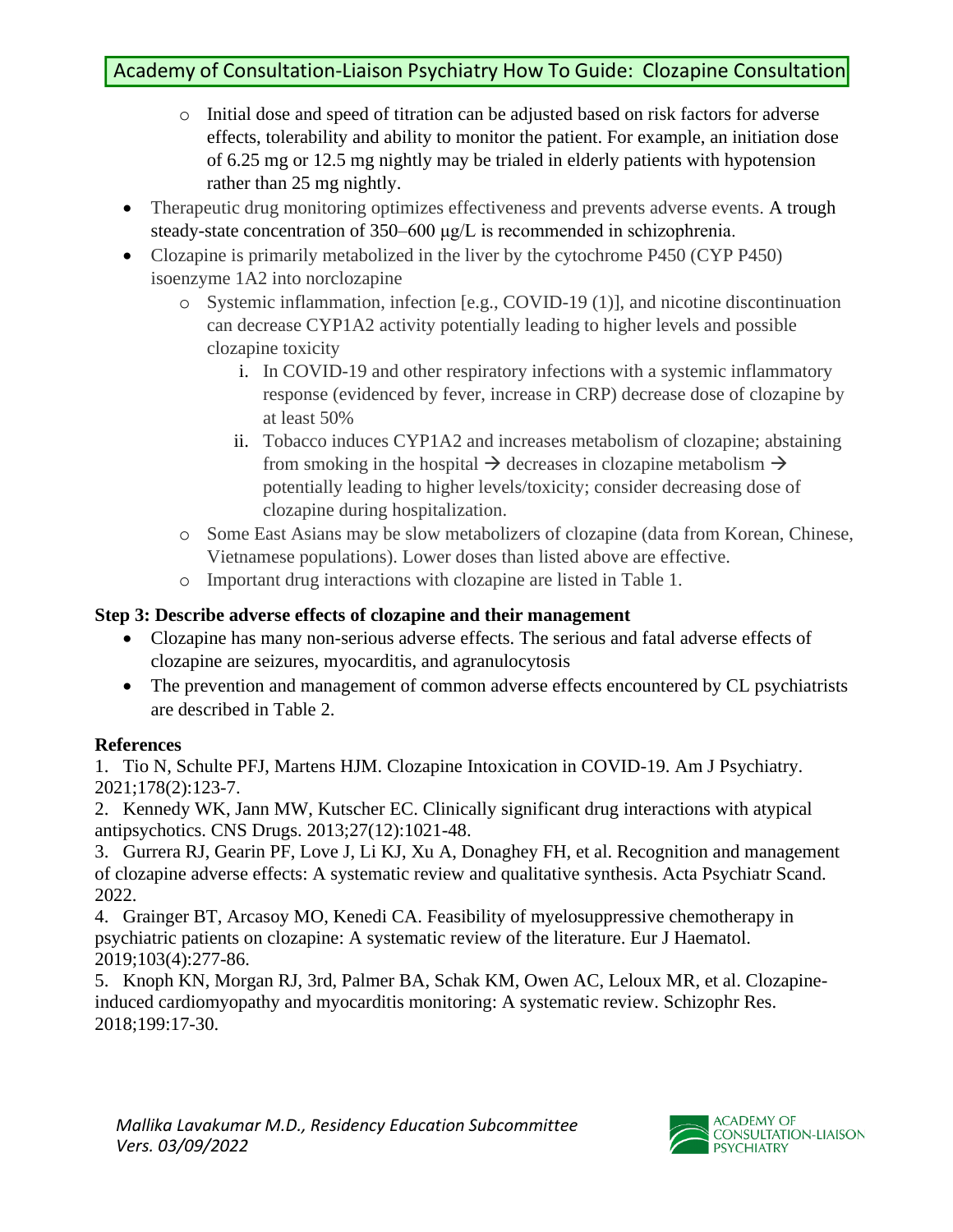- Initial dose and speed of titration can be adjusted based on risk factors for adverse effects, tolerability and ability to monitor the patient. For example, an initiation dose of 6.25 mg or 12.5 mg nightly may be trialed in elderly patients with hypotension rather than 25 mg nightly.
- Therapeutic drug monitoring optimizes effectiveness and prevents adverse events. A trough steady-state concentration of 350–600 μg/L is recommended in schizophrenia.
- Clozapine is primarily metabolized in the liver by the cytochrome P450 (CYP P450) isoenzyme 1A2 into norclozapine
  - Systemic inflammation, infection [e.g., COVID-19 (1)], and nicotine discontinuation can decrease CYP1A2 activity potentially leading to higher levels and possible clozapine toxicity
    1. In COVID-19 and other respiratory infections with a systemic inflammatory response (evidenced by fever, increase in CRP) decrease dose of clozapine by at least 50%
    2. Tobacco induces CYP1A2 and increases metabolism of clozapine; abstaining from smoking in the hospital → decreases in clozapine metabolism → potentially leading to higher levels/toxicity; consider decreasing dose of clozapine during hospitalization.
  - Some East Asians may be slow metabolizers of clozapine (data from Korean, Chinese, Vietnamese populations). Lower doses than listed above are effective.
  - Important drug interactions with clozapine are listed in Table 1.

**Step 3: Describe adverse effects of clozapine and their management**

- Clozapine has many non-serious adverse effects. The serious and fatal adverse effects of clozapine are seizures, myocarditis, and agranulocytosis
- The prevention and management of common adverse effects encountered by CL psychiatrists are described in Table 2.

**References**

1. Tio N, Schulte PFJ, Martens HJM. Clozapine Intoxication in COVID-19. Am J Psychiatry. 2021;178(2):123-7.
2. Kennedy WK, Jann MW, Kutscher EC. Clinically significant drug interactions with atypical antipsychotics. CNS Drugs. 2013;27(12):1021-48.
3. Gurrera RJ, Gearin PF, Love J, Li KJ, Xu A, Donaghey FH, et al. Recognition and management of clozapine adverse effects: A systematic review and qualitative synthesis. Acta Psychiatr Scand. 2022.
4. Grainger BT, Arcasoy MO, Kenedi CA. Feasibility of myelosuppressive chemotherapy in psychiatric patients on clozapine: A systematic review of the literature. Eur J Haematol. 2019;103(4):277-86.
5. Knoph KN, Morgan RJ, 3rd, Palmer BA, Schak KM, Owen AC, Leloux MR, et al. Clozapine-induced cardiomyopathy and myocarditis monitoring: A systematic review. Schizophr Res. 2018;199:17-30.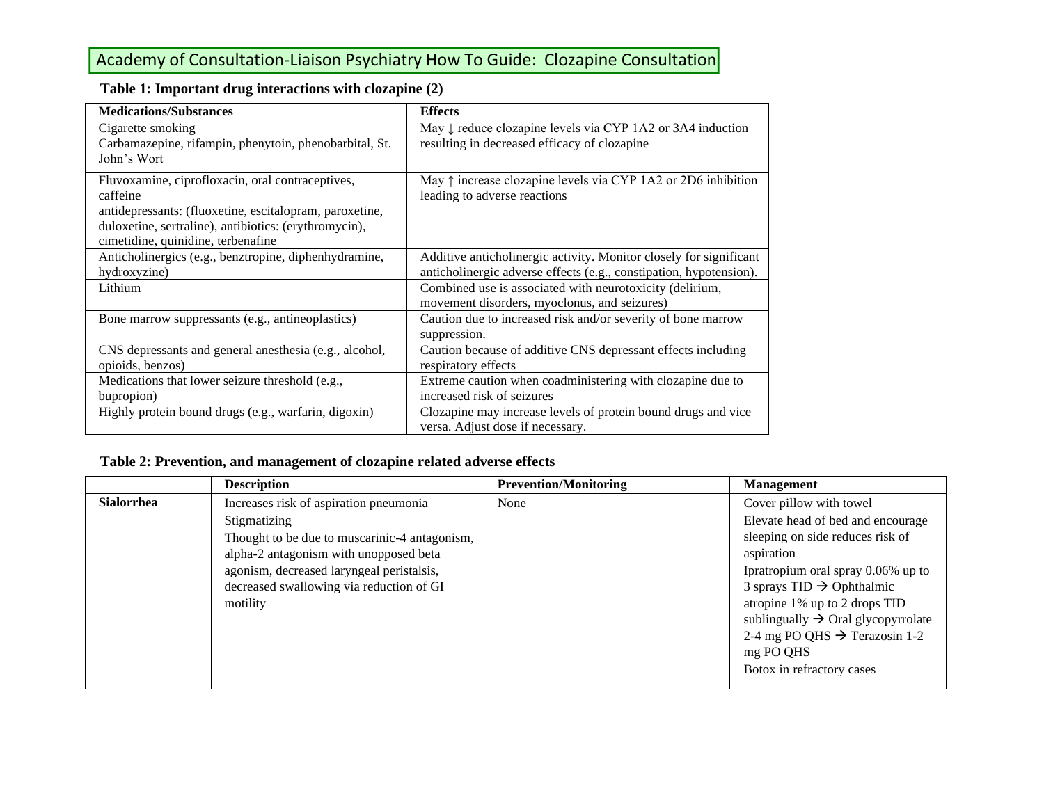# Academy of Consultation-Liaison Psychiatry How To Guide: Clozapine Consultation

**Table 1: Important drug interactions with clozapine (2)**

| Medications/Substances | Effects |
| --- | --- |
| Cigarette smoking<br>Carbamazepine, rifampin, phenytoin, phenobarbital, St. John's Wort | May ↓ reduce clozapine levels via CYP 1A2 or 3A4 induction resulting in decreased efficacy of clozapine |
| Fluvoxamine, ciprofloxacin, oral contraceptives, caffeine<br>antidepressants: (fluoxetine, escitalopram, paroxetine, duloxetine, sertraline), antibiotics: (erythromycin), cimetidine, quinidine, terbenafine | May ↑ increase clozapine levels via CYP 1A2 or 2D6 inhibition leading to adverse reactions |
| Anticholinergics (e.g., benztropine, diphenhydramine, hydroxyzine) | Additive anticholinergic activity. Monitor closely for significant anticholinergic adverse effects (e.g., constipation, hypotension). |
| Lithium | Combined use is associated with neurotoxicity (delirium, movement disorders, myoclonus, and seizures) |
| Bone marrow suppressants (e.g., antineoplastics) | Caution due to increased risk and/or severity of bone marrow suppression. |
| CNS depressants and general anesthesia (e.g., alcohol, opioids, benzos) | Caution because of additive CNS depressant effects including respiratory effects |
| Medications that lower seizure threshold (e.g., bupropion) | Extreme caution when coadministering with clozapine due to increased risk of seizures |
| Highly protein bound drugs (e.g., warfarin, digoxin) | Clozapine may increase levels of protein bound drugs and vice versa. Adjust dose if necessary. |

**Table 2: Prevention, and management of clozapine related adverse effects**

| | Description | Prevention/Monitoring | Management |
| --- | --- | --- | --- |
| **Sialorrhea** | Increases risk of aspiration pneumonia<br>Stigmatizing<br>Thought to be due to muscarinic-4 antagonism, alpha-2 antagonism with unopposed beta agonism, decreased laryngeal peristalsis, decreased swallowing via reduction of GI motility | None | Cover pillow with towel<br>Elevate head of bed and encourage sleeping on side reduces risk of aspiration<br>Ipratropium oral spray 0.06% up to 3 sprays TID → Ophthalmic atropine 1% up to 2 drops TID sublingually → Oral glycopyrrolate 2-4 mg PO QHS → Terazosin 1-2 mg PO QHS<br>Botox in refractory cases |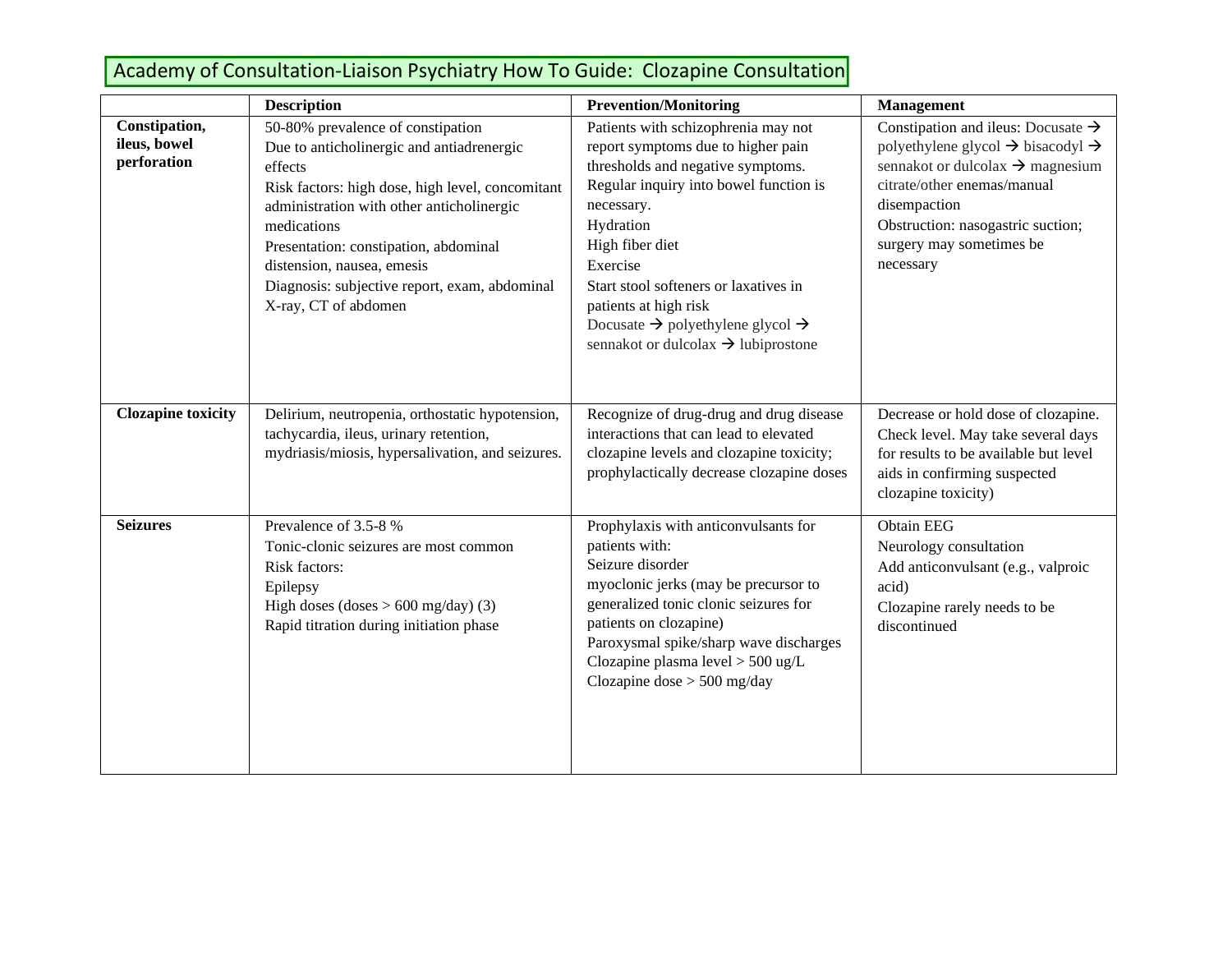# Academy of Consultation-Liaison Psychiatry How To Guide: Clozapine Consultation

| | Description | Prevention/Monitoring | Management |
|---|---|---|---|
| **Constipation, ileus, bowel perforation** | 50-80% prevalence of constipation<br>Due to anticholinergic and antiadrenergic effects<br>Risk factors: high dose, high level, concomitant administration with other anticholinergic medications<br>Presentation: constipation, abdominal distension, nausea, emesis<br>Diagnosis: subjective report, exam, abdominal X-ray, CT of abdomen | Patients with schizophrenia may not report symptoms due to higher pain thresholds and negative symptoms. Regular inquiry into bowel function is necessary.<br>Hydration<br>High fiber diet<br>Exercise<br>Start stool softeners or laxatives in patients at high risk<br>Docusate → polyethylene glycol → sennakot or dulcolax → lubiprostone | Constipation and ileus: Docusate → polyethylene glycol → bisacodyl → sennakot or dulcolax → magnesium citrate/other enemas/manual disempaction<br>Obstruction: nasogastric suction; surgery may sometimes be necessary |
| **Clozapine toxicity** | Delirium, neutropenia, orthostatic hypotension, tachycardia, ileus, urinary retention, mydriasis/miosis, hypersalivation, and seizures. | Recognize of drug-drug and drug disease interactions that can lead to elevated clozapine levels and clozapine toxicity; prophylactically decrease clozapine doses | Decrease or hold dose of clozapine. Check level. May take several days for results to be available but level aids in confirming suspected clozapine toxicity) |
| **Seizures** | Prevalence of 3.5-8 %<br>Tonic-clonic seizures are most common<br>Risk factors:<br>Epilepsy<br>High doses (doses > 600 mg/day) (3)<br>Rapid titration during initiation phase | Prophylaxis with anticonvulsants for patients with:<br>Seizure disorder<br>myoclonic jerks (may be precursor to generalized tonic clonic seizures for patients on clozapine)<br>Paroxysmal spike/sharp wave discharges<br>Clozapine plasma level > 500 ug/L<br>Clozapine dose > 500 mg/day | Obtain EEG<br>Neurology consultation<br>Add anticonvulsant (e.g., valproic acid)<br>Clozapine rarely needs to be discontinued |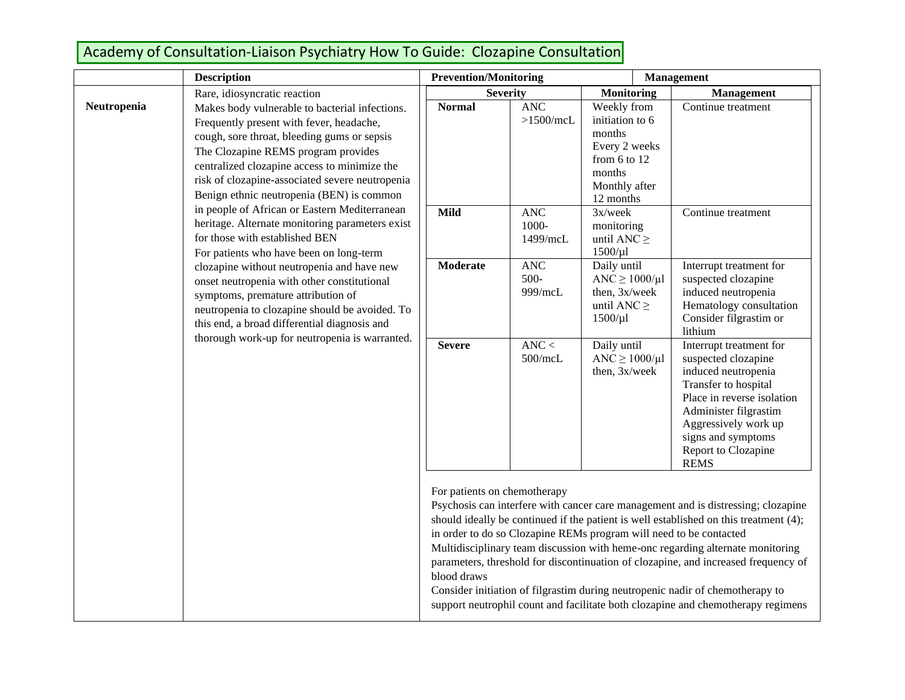Academy of Consultation-Liaison Psychiatry How To Guide: Clozapine Consultation

| | Description | Prevention/Monitoring | Management |
|---|---|---|---|
| **Neutropenia** | Rare, idiosyncratic reaction<br>Makes body vulnerable to bacterial infections. Frequently present with fever, headache, cough, sore throat, bleeding gums or sepsis<br>The Clozapine REMS program provides centralized clozapine access to minimize the risk of clozapine-associated severe neutropenia<br>Benign ethnic neutropenia (BEN) is common in people of African or Eastern Mediterranean heritage. Alternate monitoring parameters exist for those with established BEN<br>For patients who have been on long-term clozapine without neutropenia and have new onset neutropenia with other constitutional symptoms, premature attribution of neutropenia to clozapine should be avoided. To this end, a broad differential diagnosis and thorough work-up for neutropenia is warranted. | See severity table below; For patients on chemotherapy (see below) | See severity table below |

| Severity | | Monitoring | Management |
|---|---|---|---|
| **Normal** | ANC >1500/mcL | Weekly from initiation to 6 months<br>Every 2 weeks from 6 to 12 months<br>Monthly after 12 months | Continue treatment |
| **Mild** | ANC 1000-1499/mcL | 3x/week monitoring until ANC ≥ 1500/μl | Continue treatment |
| **Moderate** | ANC 500-999/mcL | Daily until ANC ≥ 1000/μl then, 3x/week until ANC ≥ 1500/μl | Interrupt treatment for suspected clozapine induced neutropenia<br>Hematology consultation<br>Consider filgrastim or lithium |
| **Severe** | ANC < 500/mcL | Daily until ANC ≥ 1000/μl then, 3x/week | Interrupt treatment for suspected clozapine induced neutropenia<br>Transfer to hospital<br>Place in reverse isolation<br>Administer filgrastim<br>Aggressively work up signs and symptoms<br>Report to Clozapine REMS |

For patients on chemotherapy

Psychosis can interfere with cancer care management and is distressing; clozapine should ideally be continued if the patient is well established on this treatment (4); in order to do so Clozapine REMs program will need to be contacted

Multidisciplinary team discussion with heme-onc regarding alternate monitoring parameters, threshold for discontinuation of clozapine, and increased frequency of blood draws

Consider initiation of filgrastim during neutropenic nadir of chemotherapy to support neutrophil count and facilitate both clozapine and chemotherapy regimens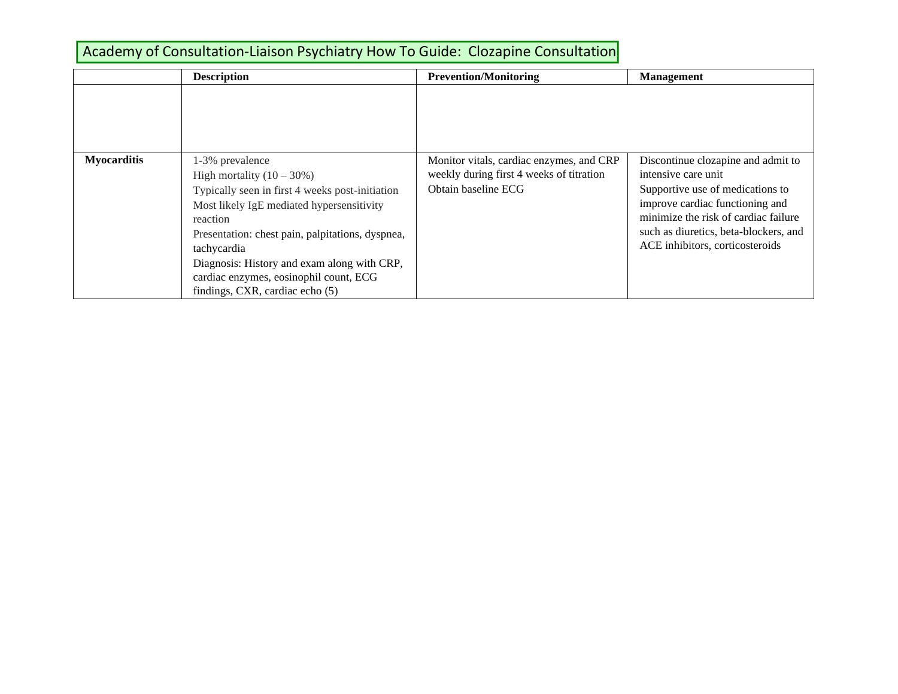Academy of Consultation-Liaison Psychiatry How To Guide: Clozapine Consultation

| | Description | Prevention/Monitoring | Management |
|---|---|---|---|
| | | | |
| **Myocarditis** | 1-3% prevalence<br>High mortality (10 – 30%)<br>Typically seen in first 4 weeks post-initiation<br>Most likely IgE mediated hypersensitivity reaction<br>Presentation: chest pain, palpitations, dyspnea, tachycardia<br>Diagnosis: History and exam along with CRP, cardiac enzymes, eosinophil count, ECG findings, CXR, cardiac echo (5) | Monitor vitals, cardiac enzymes, and CRP weekly during first 4 weeks of titration<br>Obtain baseline ECG | Discontinue clozapine and admit to intensive care unit<br>Supportive use of medications to improve cardiac functioning and minimize the risk of cardiac failure such as diuretics, beta-blockers, and ACE inhibitors, corticosteroids |